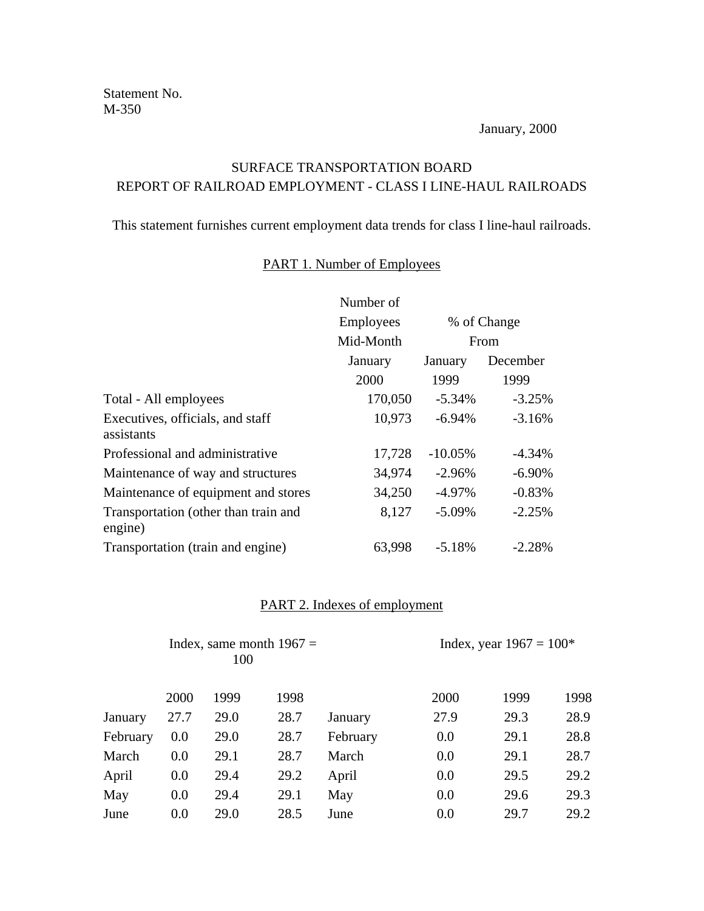Statement No.
M-350

January, 2000

# SURFACE TRANSPORTATION BOARD
# REPORT OF RAILROAD EMPLOYMENT - CLASS I LINE-HAUL RAILROADS

This statement furnishes current employment data trends for class I line-haul railroads.

## PART 1. Number of Employees

| | Number of Employees Mid-Month January 2000 | % of Change From January 1999 | % of Change From December 1999 |
|---|---|---|---|
| Total - All employees | 170,050 | -5.34% | -3.25% |
| Executives, officials, and staff assistants | 10,973 | -6.94% | -3.16% |
| Professional and administrative | 17,728 | -10.05% | -4.34% |
| Maintenance of way and structures | 34,974 | -2.96% | -6.90% |
| Maintenance of equipment and stores | 34,250 | -4.97% | -0.83% |
| Transportation (other than train and engine) | 8,127 | -5.09% | -2.25% |
| Transportation (train and engine) | 63,998 | -5.18% | -2.28% |

## PART 2. Indexes of employment

| | Index, same month 1967 = 100 | | | | Index, year 1967 = 100* | | |
|---|---|---|---|---|---|---|---|
| | 2000 | 1999 | 1998 | | 2000 | 1999 | 1998 |
| January | 27.7 | 29.0 | 28.7 | January | 27.9 | 29.3 | 28.9 |
| February | 0.0 | 29.0 | 28.7 | February | 0.0 | 29.1 | 28.8 |
| March | 0.0 | 29.1 | 28.7 | March | 0.0 | 29.1 | 28.7 |
| April | 0.0 | 29.4 | 29.2 | April | 0.0 | 29.5 | 29.2 |
| May | 0.0 | 29.4 | 29.1 | May | 0.0 | 29.6 | 29.3 |
| June | 0.0 | 29.0 | 28.5 | June | 0.0 | 29.7 | 29.2 |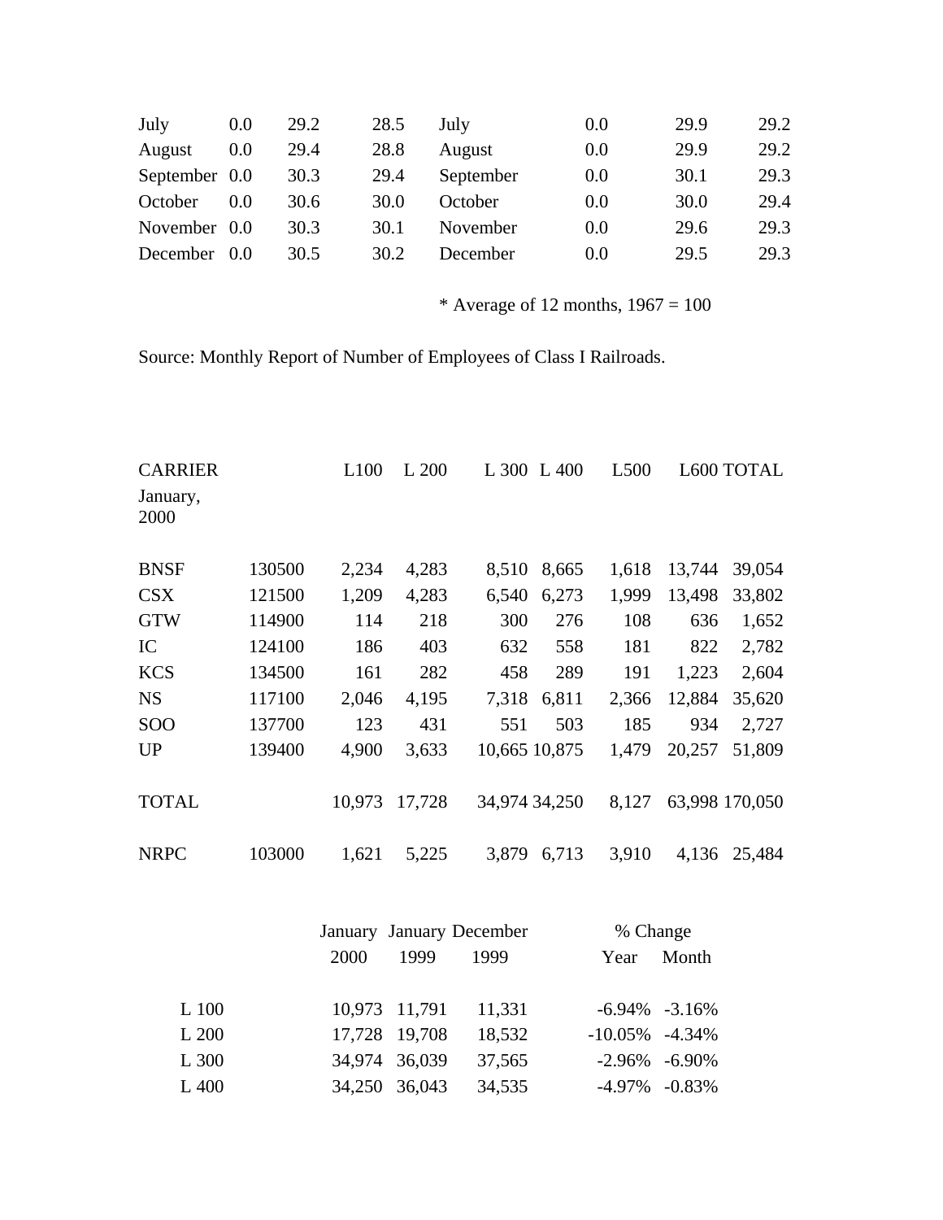| | | | | | | | |
|---|---|---|---|---|---|---|---|
| July | 0.0 | 29.2 | 28.5 | July | 0.0 | 29.9 | 29.2 |
| August | 0.0 | 29.4 | 28.8 | August | 0.0 | 29.9 | 29.2 |
| September | 0.0 | 30.3 | 29.4 | September | 0.0 | 30.1 | 29.3 |
| October | 0.0 | 30.6 | 30.0 | October | 0.0 | 30.0 | 29.4 |
| November | 0.0 | 30.3 | 30.1 | November | 0.0 | 29.6 | 29.3 |
| December | 0.0 | 30.5 | 30.2 | December | 0.0 | 29.5 | 29.3 |

* Average of 12 months, 1967 = 100

Source: Monthly Report of Number of Employees of Class I Railroads.

| CARRIER | | L100 | L 200 | L 300 | L 400 | L500 | L600 | TOTAL |
|---|---|---|---|---|---|---|---|---|
| January, 2000 | | | | | | | | |
| BNSF | 130500 | 2,234 | 4,283 | 8,510 | 8,665 | 1,618 | 13,744 | 39,054 |
| CSX | 121500 | 1,209 | 4,283 | 6,540 | 6,273 | 1,999 | 13,498 | 33,802 |
| GTW | 114900 | 114 | 218 | 300 | 276 | 108 | 636 | 1,652 |
| IC | 124100 | 186 | 403 | 632 | 558 | 181 | 822 | 2,782 |
| KCS | 134500 | 161 | 282 | 458 | 289 | 191 | 1,223 | 2,604 |
| NS | 117100 | 2,046 | 4,195 | 7,318 | 6,811 | 2,366 | 12,884 | 35,620 |
| SOO | 137700 | 123 | 431 | 551 | 503 | 185 | 934 | 2,727 |
| UP | 139400 | 4,900 | 3,633 | 10,665 | 10,875 | 1,479 | 20,257 | 51,809 |
| TOTAL | | 10,973 | 17,728 | 34,974 | 34,250 | 8,127 | 63,998 | 170,050 |
| NRPC | 103000 | 1,621 | 5,225 | 3,879 | 6,713 | 3,910 | 4,136 | 25,484 |

| | January 2000 | January 1999 | December 1999 | % Change Year | % Change Month |
|---|---|---|---|---|---|
| L 100 | 10,973 | 11,791 | 11,331 | -6.94% | -3.16% |
| L 200 | 17,728 | 19,708 | 18,532 | -10.05% | -4.34% |
| L 300 | 34,974 | 36,039 | 37,565 | -2.96% | -6.90% |
| L 400 | 34,250 | 36,043 | 34,535 | -4.97% | -0.83% |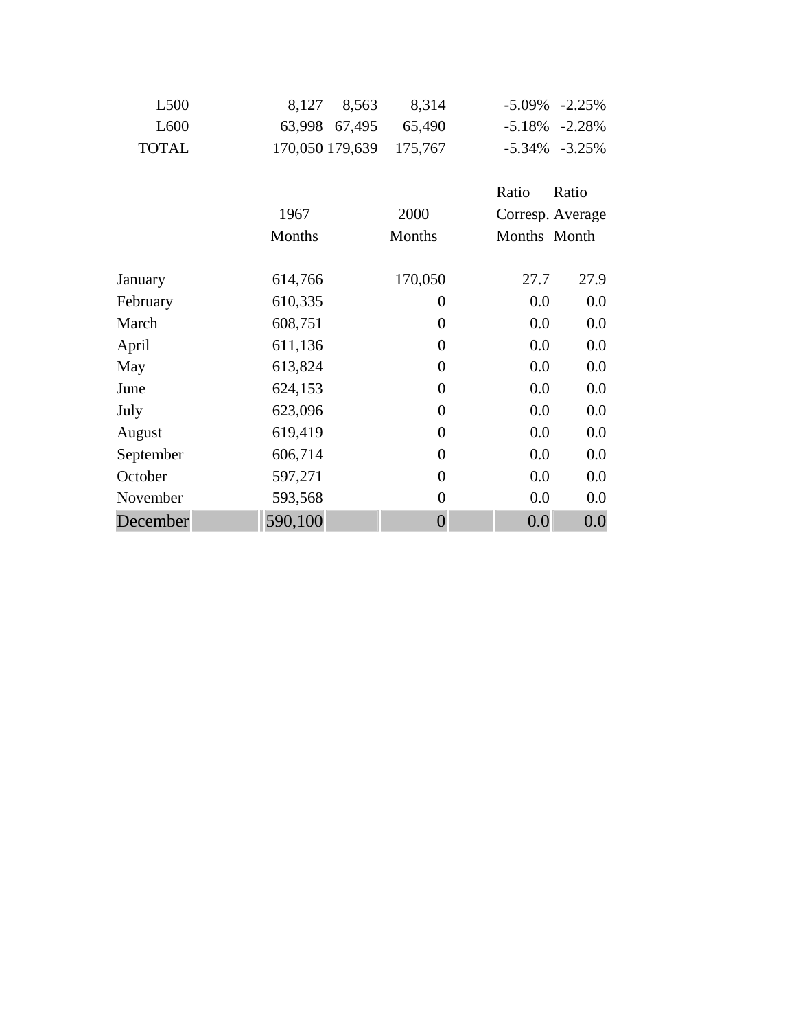| | | | | | |
|---|---|---|---|---|---|
| L500 | 8,127 | 8,563 | 8,314 | -5.09% | -2.25% |
| L600 | 63,998 | 67,495 | 65,490 | -5.18% | -2.28% |
| TOTAL | 170,050 | 179,639 | 175,767 | -5.34% | -3.25% |

| | 1967 Months | 2000 Months | Ratio Corresp. Months | Ratio Average Month |
|---|---|---|---|---|
| January | 614,766 | 170,050 | 27.7 | 27.9 |
| February | 610,335 | 0 | 0.0 | 0.0 |
| March | 608,751 | 0 | 0.0 | 0.0 |
| April | 611,136 | 0 | 0.0 | 0.0 |
| May | 613,824 | 0 | 0.0 | 0.0 |
| June | 624,153 | 0 | 0.0 | 0.0 |
| July | 623,096 | 0 | 0.0 | 0.0 |
| August | 619,419 | 0 | 0.0 | 0.0 |
| September | 606,714 | 0 | 0.0 | 0.0 |
| October | 597,271 | 0 | 0.0 | 0.0 |
| November | 593,568 | 0 | 0.0 | 0.0 |
| December | 590,100 | 0 | 0.0 | 0.0 |